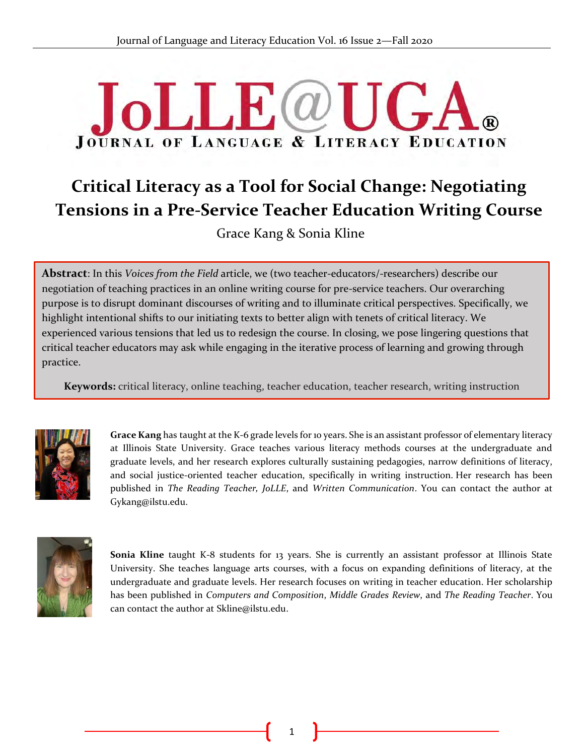# Critical Literacy as a Tool for Social Change: Negotiating Tensions in a Pre-Service Teacher Education Writing Course

Grace Kang & Sonia Kline

**Abstract**: In this *Voices from the Field* article, we (two teacher-educators/-researchers) describe our negotiation of teaching practices in an online writing course for pre-service teachers. Our overarching purpose is to disrupt dominant discourses of writing and to illuminate critical perspectives. Specifically, we highlight intentional shifts to our initiating texts to better align with tenets of critical literacy. We experienced various tensions that led us to redesign the course. In closing, we pose lingering questions that critical teacher educators may ask while engaging in the iterative process of learning and growing through practice.

**Keywords:** critical literacy, online teaching, teacher education, teacher research, writing instruction

**Grace Kang** has taught at the K-6 grade levels for 10 years. She is an assistant professor of elementary literacy at Illinois State University. Grace teaches various literacy methods courses at the undergraduate and graduate levels, and her research explores culturally sustaining pedagogies, narrow definitions of literacy, and social justice-oriented teacher education, specifically in writing instruction. Her research has been published in *The Reading Teacher, JoLLE*, and *Written Communication*. You can contact the author at Gykang@ilstu.edu.

**Sonia Kline** taught K-8 students for 13 years. She is currently an assistant professor at Illinois State University. She teaches language arts courses, with a focus on expanding definitions of literacy, at the undergraduate and graduate levels. Her research focuses on writing in teacher education. Her scholarship has been published in *Computers and Composition*, *Middle Grades Review*, and *The Reading Teacher*. You can contact the author at Skline@ilstu.edu.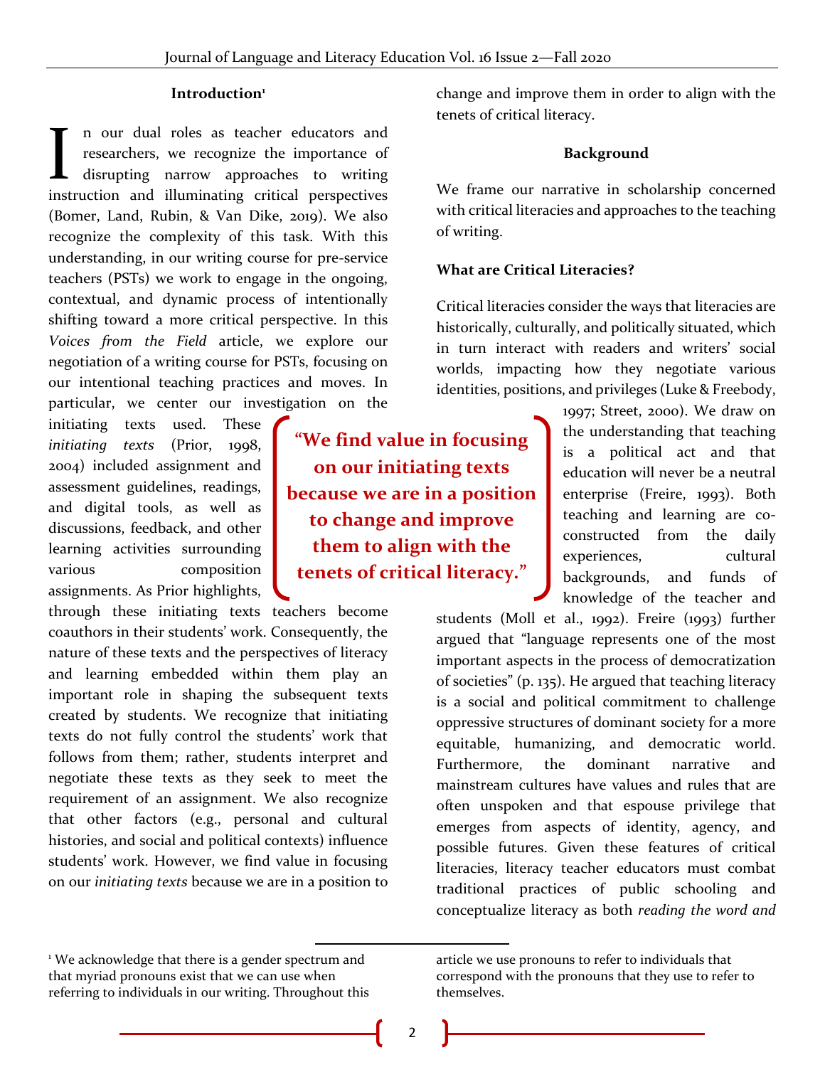## Introduction[1]

In our dual roles as teacher educators and researchers, we recognize the importance of disrupting narrow approaches to writing instruction and illuminating critical perspectives (Bomer, Land, Rubin, & Van Dike, 2019). We also recognize the complexity of this task. With this understanding, in our writing course for pre-service teachers (PSTs) we work to engage in the ongoing, contextual, and dynamic process of intentionally shifting toward a more critical perspective. In this *Voices from the Field* article, we explore our negotiation of a writing course for PSTs, focusing on our intentional teaching practices and moves. In particular, we center our investigation on the initiating texts used. These *initiating texts* (Prior, 1998, 2004) included assignment and assessment guidelines, readings, and digital tools, as well as discussions, feedback, and other learning activities surrounding various composition assignments. As Prior highlights, through these initiating texts teachers become coauthors in their students' work. Consequently, the nature of these texts and the perspectives of literacy and learning embedded within them play an important role in shaping the subsequent texts created by students. We recognize that initiating texts do not fully control the students' work that follows from them; rather, students interpret and negotiate these texts as they seek to meet the requirement of an assignment. We also recognize that other factors (e.g., personal and cultural histories, and social and political contexts) influence students' work. However, we find value in focusing on our *initiating texts* because we are in a position to change and improve them in order to align with the tenets of critical literacy.

> **"We find value in focusing on our initiating texts because we are in a position to change and improve them to align with the tenets of critical literacy."**

## Background

We frame our narrative in scholarship concerned with critical literacies and approaches to the teaching of writing.

### What are Critical Literacies?

Critical literacies consider the ways that literacies are historically, culturally, and politically situated, which in turn interact with readers and writers' social worlds, impacting how they negotiate various identities, positions, and privileges (Luke & Freebody, 1997; Street, 2000). We draw on the understanding that teaching is a political act and that education will never be a neutral enterprise (Freire, 1993). Both teaching and learning are co-constructed from the daily experiences, cultural backgrounds, and funds of knowledge of the teacher and students (Moll et al., 1992). Freire (1993) further argued that "language represents one of the most important aspects in the process of democratization of societies" (p. 135). He argued that teaching literacy is a social and political commitment to challenge oppressive structures of dominant society for a more equitable, humanizing, and democratic world. Furthermore, the dominant narrative and mainstream cultures have values and rules that are often unspoken and that espouse privilege that emerges from aspects of identity, agency, and possible futures. Given these features of critical literacies, literacy teacher educators must combat traditional practices of public schooling and conceptualize literacy as both *reading the word and*

---

[1] We acknowledge that there is a gender spectrum and that myriad pronouns exist that we can use when referring to individuals in our writing. Throughout this article we use pronouns to refer to individuals that correspond with the pronouns that they use to refer to themselves.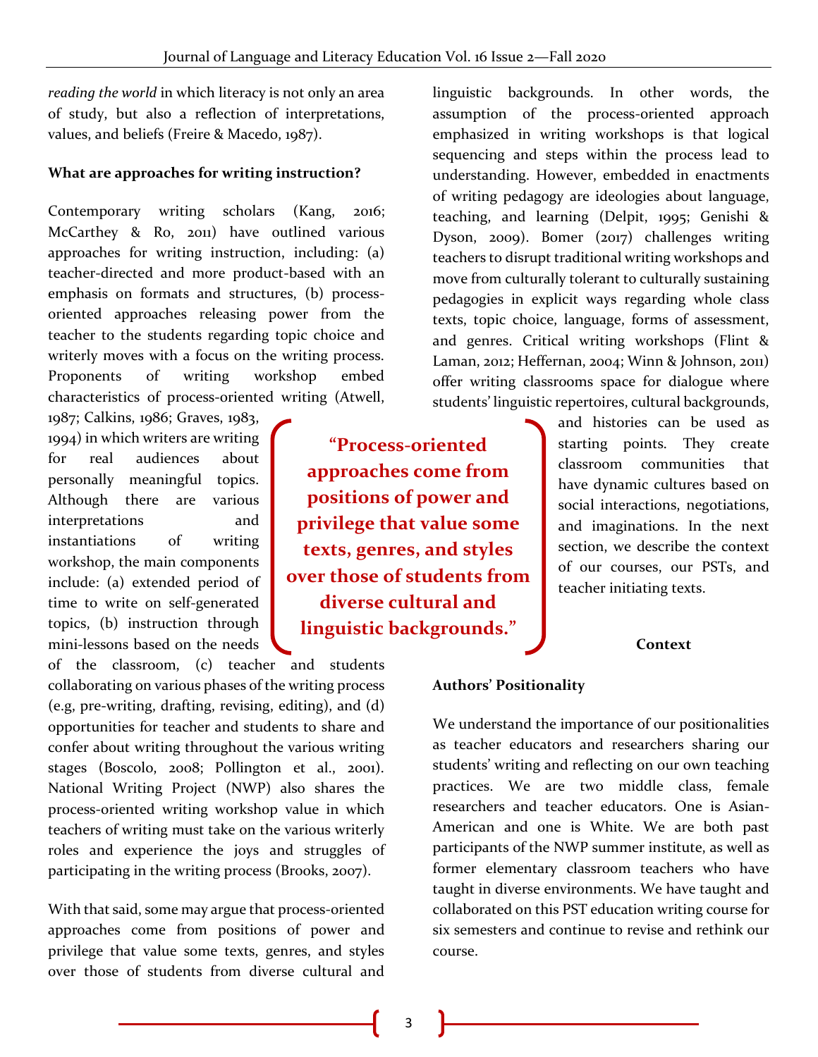*reading the world* in which literacy is not only an area of study, but also a reflection of interpretations, values, and beliefs (Freire & Macedo, 1987).

**What are approaches for writing instruction?**

Contemporary writing scholars (Kang, 2016; McCarthey & Ro, 2011) have outlined various approaches for writing instruction, including: (a) teacher-directed and more product-based with an emphasis on formats and structures, (b) process-oriented approaches releasing power from the teacher to the students regarding topic choice and writerly moves with a focus on the writing process. Proponents of writing workshop embed characteristics of process-oriented writing (Atwell, 1987; Calkins, 1986; Graves, 1983, 1994) in which writers are writing for real audiences about personally meaningful topics. Although there are various interpretations and instantiations of writing workshop, the main components include: (a) extended period of time to write on self-generated topics, (b) instruction through mini-lessons based on the needs of the classroom, (c) teacher and students collaborating on various phases of the writing process (e.g, pre-writing, drafting, revising, editing), and (d) opportunities for teacher and students to share and confer about writing throughout the various writing stages (Boscolo, 2008; Pollington et al., 2001). National Writing Project (NWP) also shares the process-oriented writing workshop value in which teachers of writing must take on the various writerly roles and experience the joys and struggles of participating in the writing process (Brooks, 2007).

With that said, some may argue that process-oriented approaches come from positions of power and privilege that value some texts, genres, and styles over those of students from diverse cultural and linguistic backgrounds. In other words, the assumption of the process-oriented approach emphasized in writing workshops is that logical sequencing and steps within the process lead to understanding. However, embedded in enactments of writing pedagogy are ideologies about language, teaching, and learning (Delpit, 1995; Genishi & Dyson, 2009). Bomer (2017) challenges writing teachers to disrupt traditional writing workshops and move from culturally tolerant to culturally sustaining pedagogies in explicit ways regarding whole class texts, topic choice, language, forms of assessment, and genres. Critical writing workshops (Flint & Laman, 2012; Heffernan, 2004; Winn & Johnson, 2011) offer writing classrooms space for dialogue where students' linguistic repertoires, cultural backgrounds, and histories can be used as starting points. They create classroom communities that have dynamic cultures based on social interactions, negotiations, and imaginations. In the next section, we describe the context of our courses, our PSTs, and teacher initiating texts.

> **"Process-oriented approaches come from positions of power and privilege that value some texts, genres, and styles over those of students from diverse cultural and linguistic backgrounds."**

## Context

**Authors' Positionality**

We understand the importance of our positionalities as teacher educators and researchers sharing our students' writing and reflecting on our own teaching practices. We are two middle class, female researchers and teacher educators. One is Asian-American and one is White. We are both past participants of the NWP summer institute, as well as former elementary classroom teachers who have taught in diverse environments. We have taught and collaborated on this PST education writing course for six semesters and continue to revise and rethink our course.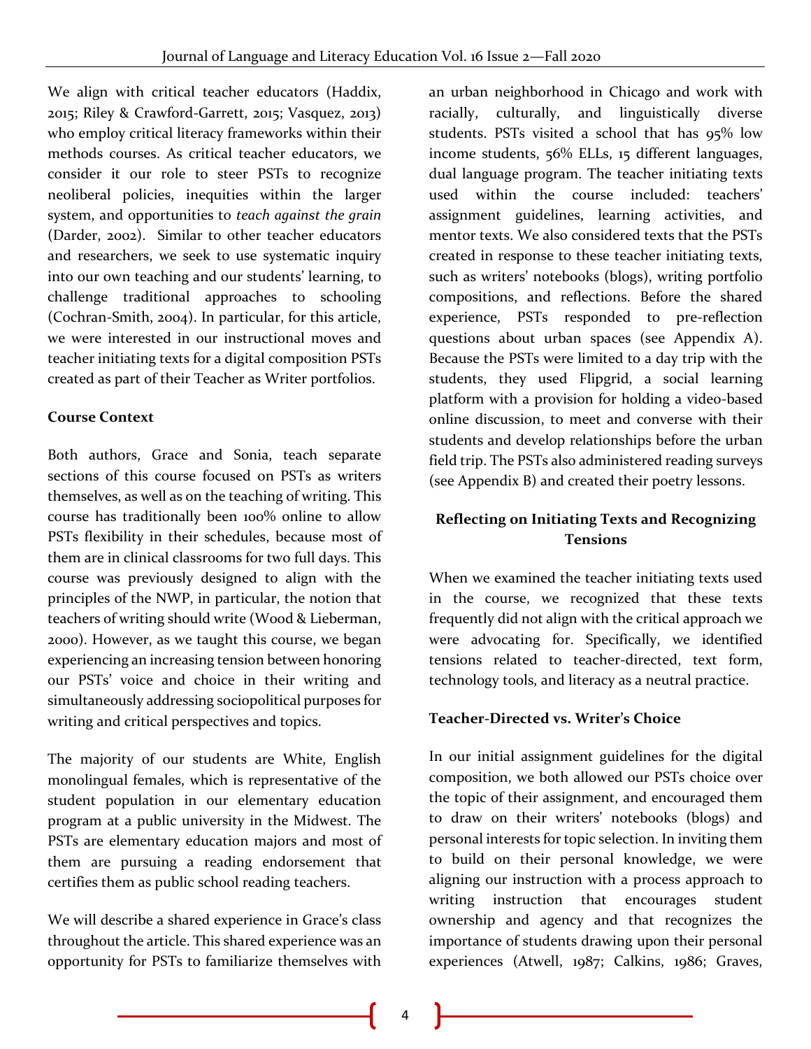We align with critical teacher educators (Haddix, 2015; Riley & Crawford-Garrett, 2015; Vasquez, 2013) who employ critical literacy frameworks within their methods courses. As critical teacher educators, we consider it our role to steer PSTs to recognize neoliberal policies, inequities within the larger system, and opportunities to *teach against the grain* (Darder, 2002). Similar to other teacher educators and researchers, we seek to use systematic inquiry into our own teaching and our students' learning, to challenge traditional approaches to schooling (Cochran-Smith, 2004). In particular, for this article, we were interested in our instructional moves and teacher initiating texts for a digital composition PSTs created as part of their Teacher as Writer portfolios.

### Course Context

Both authors, Grace and Sonia, teach separate sections of this course focused on PSTs as writers themselves, as well as on the teaching of writing. This course has traditionally been 100% online to allow PSTs flexibility in their schedules, because most of them are in clinical classrooms for two full days. This course was previously designed to align with the principles of the NWP, in particular, the notion that teachers of writing should write (Wood & Lieberman, 2000). However, as we taught this course, we began experiencing an increasing tension between honoring our PSTs' voice and choice in their writing and simultaneously addressing sociopolitical purposes for writing and critical perspectives and topics.

The majority of our students are White, English monolingual females, which is representative of the student population in our elementary education program at a public university in the Midwest. The PSTs are elementary education majors and most of them are pursuing a reading endorsement that certifies them as public school reading teachers.

We will describe a shared experience in Grace's class throughout the article. This shared experience was an opportunity for PSTs to familiarize themselves with an urban neighborhood in Chicago and work with racially, culturally, and linguistically diverse students. PSTs visited a school that has 95% low income students, 56% ELLs, 15 different languages, dual language program. The teacher initiating texts used within the course included: teachers' assignment guidelines, learning activities, and mentor texts. We also considered texts that the PSTs created in response to these teacher initiating texts, such as writers' notebooks (blogs), writing portfolio compositions, and reflections. Before the shared experience, PSTs responded to pre-reflection questions about urban spaces (see Appendix A). Because the PSTs were limited to a day trip with the students, they used Flipgrid, a social learning platform with a provision for holding a video-based online discussion, to meet and converse with their students and develop relationships before the urban field trip. The PSTs also administered reading surveys (see Appendix B) and created their poetry lessons.

## Reflecting on Initiating Texts and Recognizing Tensions

When we examined the teacher initiating texts used in the course, we recognized that these texts frequently did not align with the critical approach we were advocating for. Specifically, we identified tensions related to teacher-directed, text form, technology tools, and literacy as a neutral practice.

### Teacher-Directed vs. Writer's Choice

In our initial assignment guidelines for the digital composition, we both allowed our PSTs choice over the topic of their assignment, and encouraged them to draw on their writers' notebooks (blogs) and personal interests for topic selection. In inviting them to build on their personal knowledge, we were aligning our instruction with a process approach to writing instruction that encourages student ownership and agency and that recognizes the importance of students drawing upon their personal experiences (Atwell, 1987; Calkins, 1986; Graves,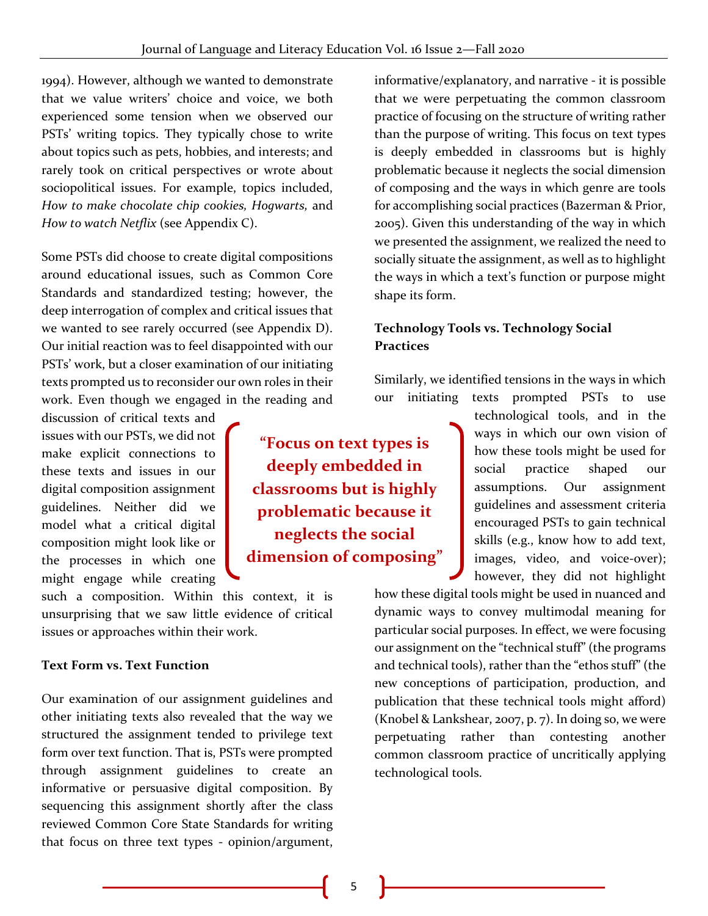1994). However, although we wanted to demonstrate that we value writers' choice and voice, we both experienced some tension when we observed our PSTs' writing topics. They typically chose to write about topics such as pets, hobbies, and interests; and rarely took on critical perspectives or wrote about sociopolitical issues. For example, topics included, *How to make chocolate chip cookies, Hogwarts,* and *How to watch Netflix* (see Appendix C).

Some PSTs did choose to create digital compositions around educational issues, such as Common Core Standards and standardized testing; however, the deep interrogation of complex and critical issues that we wanted to see rarely occurred (see Appendix D). Our initial reaction was to feel disappointed with our PSTs' work, but a closer examination of our initiating texts prompted us to reconsider our own roles in their work. Even though we engaged in the reading and discussion of critical texts and issues with our PSTs, we did not make explicit connections to these texts and issues in our digital composition assignment guidelines. Neither did we model what a critical digital composition might look like or the processes in which one might engage while creating such a composition. Within this context, it is unsurprising that we saw little evidence of critical issues or approaches within their work.

> **"Focus on text types is deeply embedded in classrooms but is highly problematic because it neglects the social dimension of composing"**

### Text Form vs. Text Function

Our examination of our assignment guidelines and other initiating texts also revealed that the way we structured the assignment tended to privilege text form over text function. That is, PSTs were prompted through assignment guidelines to create an informative or persuasive digital composition. By sequencing this assignment shortly after the class reviewed Common Core State Standards for writing that focus on three text types - opinion/argument, informative/explanatory, and narrative - it is possible that we were perpetuating the common classroom practice of focusing on the structure of writing rather than the purpose of writing. This focus on text types is deeply embedded in classrooms but is highly problematic because it neglects the social dimension of composing and the ways in which genre are tools for accomplishing social practices (Bazerman & Prior, 2005). Given this understanding of the way in which we presented the assignment, we realized the need to socially situate the assignment, as well as to highlight the ways in which a text's function or purpose might shape its form.

### Technology Tools vs. Technology Social Practices

Similarly, we identified tensions in the ways in which our initiating texts prompted PSTs to use technological tools, and in the ways in which our own vision of how these tools might be used for social practice shaped our assumptions. Our assignment guidelines and assessment criteria encouraged PSTs to gain technical skills (e.g., know how to add text, images, video, and voice-over); however, they did not highlight how these digital tools might be used in nuanced and dynamic ways to convey multimodal meaning for particular social purposes. In effect, we were focusing our assignment on the "technical stuff" (the programs and technical tools), rather than the "ethos stuff" (the new conceptions of participation, production, and publication that these technical tools might afford) (Knobel & Lankshear, 2007, p. 7). In doing so, we were perpetuating rather than contesting another common classroom practice of uncritically applying technological tools.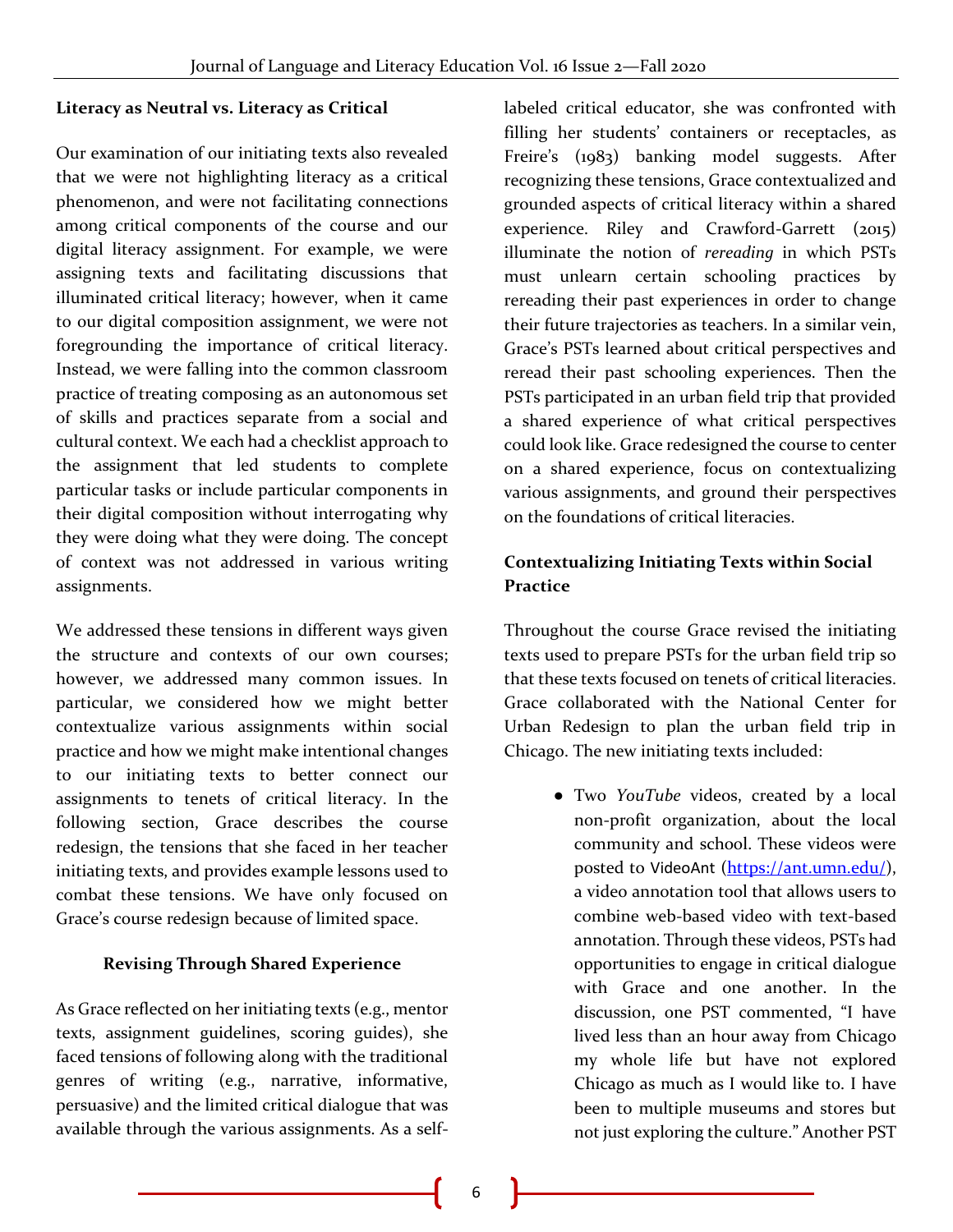### Literacy as Neutral vs. Literacy as Critical

Our examination of our initiating texts also revealed that we were not highlighting literacy as a critical phenomenon, and were not facilitating connections among critical components of the course and our digital literacy assignment. For example, we were assigning texts and facilitating discussions that illuminated critical literacy; however, when it came to our digital composition assignment, we were not foregrounding the importance of critical literacy. Instead, we were falling into the common classroom practice of treating composing as an autonomous set of skills and practices separate from a social and cultural context. We each had a checklist approach to the assignment that led students to complete particular tasks or include particular components in their digital composition without interrogating why they were doing what they were doing. The concept of context was not addressed in various writing assignments.

We addressed these tensions in different ways given the structure and contexts of our own courses; however, we addressed many common issues. In particular, we considered how we might better contextualize various assignments within social practice and how we might make intentional changes to our initiating texts to better connect our assignments to tenets of critical literacy. In the following section, Grace describes the course redesign, the tensions that she faced in her teacher initiating texts, and provides example lessons used to combat these tensions. We have only focused on Grace's course redesign because of limited space.

### Revising Through Shared Experience

As Grace reflected on her initiating texts (e.g., mentor texts, assignment guidelines, scoring guides), she faced tensions of following along with the traditional genres of writing (e.g., narrative, informative, persuasive) and the limited critical dialogue that was available through the various assignments. As a self-labeled critical educator, she was confronted with filling her students' containers or receptacles, as Freire's (1983) banking model suggests. After recognizing these tensions, Grace contextualized and grounded aspects of critical literacy within a shared experience. Riley and Crawford-Garrett (2015) illuminate the notion of *rereading* in which PSTs must unlearn certain schooling practices by rereading their past experiences in order to change their future trajectories as teachers. In a similar vein, Grace's PSTs learned about critical perspectives and reread their past schooling experiences. Then the PSTs participated in an urban field trip that provided a shared experience of what critical perspectives could look like. Grace redesigned the course to center on a shared experience, focus on contextualizing various assignments, and ground their perspectives on the foundations of critical literacies.

### Contextualizing Initiating Texts within Social Practice

Throughout the course Grace revised the initiating texts used to prepare PSTs for the urban field trip so that these texts focused on tenets of critical literacies. Grace collaborated with the National Center for Urban Redesign to plan the urban field trip in Chicago. The new initiating texts included:

- Two *YouTube* videos, created by a local non-profit organization, about the local community and school. These videos were posted to VideoAnt (https://ant.umn.edu/), a video annotation tool that allows users to combine web-based video with text-based annotation. Through these videos, PSTs had opportunities to engage in critical dialogue with Grace and one another. In the discussion, one PST commented, "I have lived less than an hour away from Chicago my whole life but have not explored Chicago as much as I would like to. I have been to multiple museums and stores but not just exploring the culture." Another PST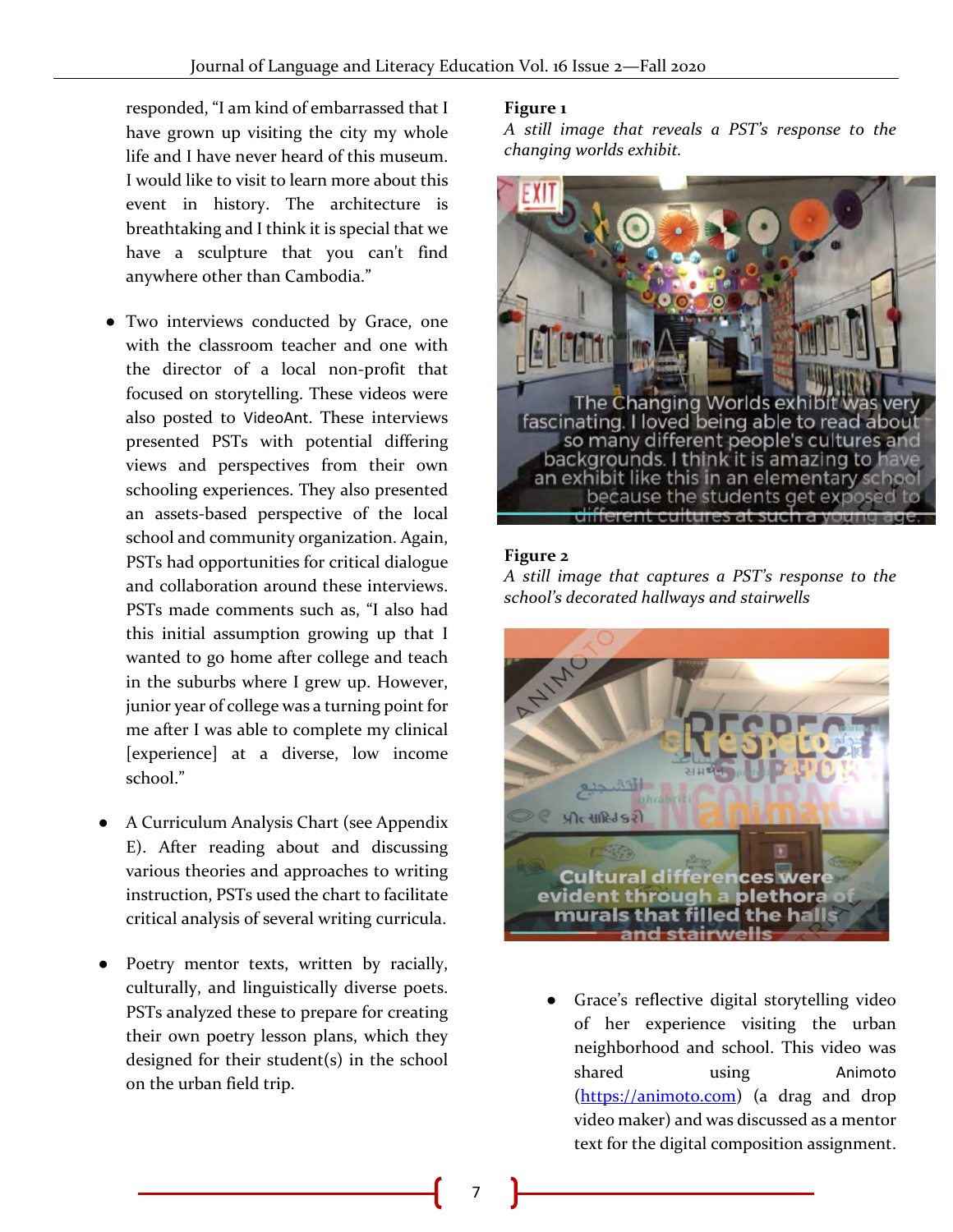responded, "I am kind of embarrassed that I have grown up visiting the city my whole life and I have never heard of this museum. I would like to visit to learn more about this event in history. The architecture is breathtaking and I think it is special that we have a sculpture that you can't find anywhere other than Cambodia."

- Two interviews conducted by Grace, one with the classroom teacher and one with the director of a local non-profit that focused on storytelling. These videos were also posted to VideoAnt. These interviews presented PSTs with potential differing views and perspectives from their own schooling experiences. They also presented an assets-based perspective of the local school and community organization. Again, PSTs had opportunities for critical dialogue and collaboration around these interviews. PSTs made comments such as, "I also had this initial assumption growing up that I wanted to go home after college and teach in the suburbs where I grew up. However, junior year of college was a turning point for me after I was able to complete my clinical [experience] at a diverse, low income school."

- A Curriculum Analysis Chart (see Appendix E). After reading about and discussing various theories and approaches to writing instruction, PSTs used the chart to facilitate critical analysis of several writing curricula.

- Poetry mentor texts, written by racially, culturally, and linguistically diverse poets. PSTs analyzed these to prepare for creating their own poetry lesson plans, which they designed for their student(s) in the school on the urban field trip.

**Figure 1**

*A still image that reveals a PST's response to the changing worlds exhibit.*

**Figure 2**

*A still image that captures a PST's response to the school's decorated hallways and stairwells*

- Grace's reflective digital storytelling video of her experience visiting the urban neighborhood and school. This video was shared using Animoto (https://animoto.com) (a drag and drop video maker) and was discussed as a mentor text for the digital composition assignment.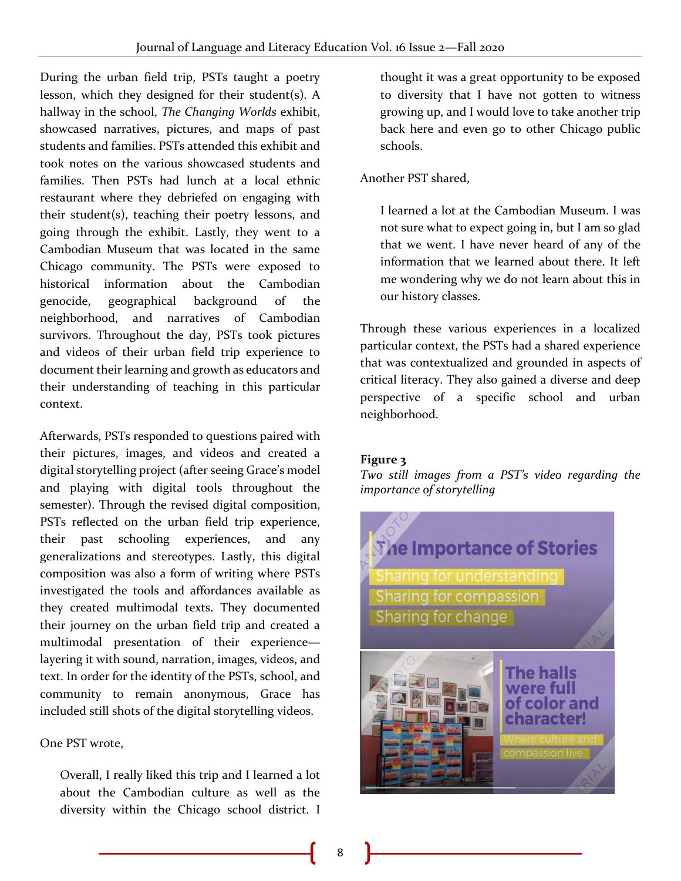During the urban field trip, PSTs taught a poetry lesson, which they designed for their student(s). A hallway in the school, *The Changing Worlds* exhibit, showcased narratives, pictures, and maps of past students and families. PSTs attended this exhibit and took notes on the various showcased students and families. Then PSTs had lunch at a local ethnic restaurant where they debriefed on engaging with their student(s), teaching their poetry lessons, and going through the exhibit. Lastly, they went to a Cambodian Museum that was located in the same Chicago community. The PSTs were exposed to historical information about the Cambodian genocide, geographical background of the neighborhood, and narratives of Cambodian survivors. Throughout the day, PSTs took pictures and videos of their urban field trip experience to document their learning and growth as educators and their understanding of teaching in this particular context.

Afterwards, PSTs responded to questions paired with their pictures, images, and videos and created a digital storytelling project (after seeing Grace's model and playing with digital tools throughout the semester). Through the revised digital composition, PSTs reflected on the urban field trip experience, their past schooling experiences, and any generalizations and stereotypes. Lastly, this digital composition was also a form of writing where PSTs investigated the tools and affordances available as they created multimodal texts. They documented their journey on the urban field trip and created a multimodal presentation of their experience—layering it with sound, narration, images, videos, and text. In order for the identity of the PSTs, school, and community to remain anonymous, Grace has included still shots of the digital storytelling videos.

One PST wrote,

> Overall, I really liked this trip and I learned a lot about the Cambodian culture as well as the diversity within the Chicago school district. I thought it was a great opportunity to be exposed to diversity that I have not gotten to witness growing up, and I would love to take another trip back here and even go to other Chicago public schools.

Another PST shared,

> I learned a lot at the Cambodian Museum. I was not sure what to expect going in, but I am so glad that we went. I have never heard of any of the information that we learned about there. It left me wondering why we do not learn about this in our history classes.

Through these various experiences in a localized particular context, the PSTs had a shared experience that was contextualized and grounded in aspects of critical literacy. They also gained a diverse and deep perspective of a specific school and urban neighborhood.

**Figure 3**
*Two still images from a PST's video regarding the importance of storytelling*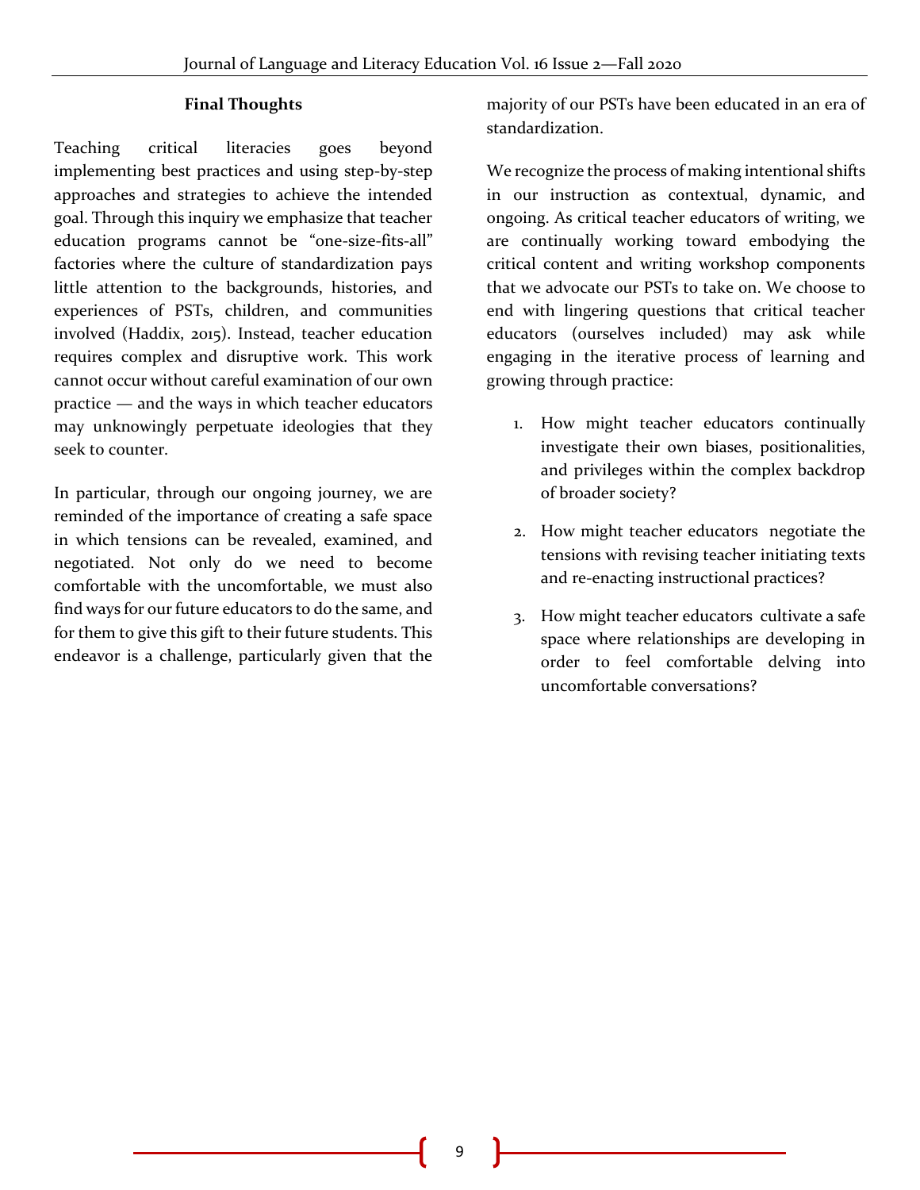### Final Thoughts

Teaching critical literacies goes beyond implementing best practices and using step-by-step approaches and strategies to achieve the intended goal. Through this inquiry we emphasize that teacher education programs cannot be "one-size-fits-all" factories where the culture of standardization pays little attention to the backgrounds, histories, and experiences of PSTs, children, and communities involved (Haddix, 2015). Instead, teacher education requires complex and disruptive work. This work cannot occur without careful examination of our own practice — and the ways in which teacher educators may unknowingly perpetuate ideologies that they seek to counter.

In particular, through our ongoing journey, we are reminded of the importance of creating a safe space in which tensions can be revealed, examined, and negotiated. Not only do we need to become comfortable with the uncomfortable, we must also find ways for our future educators to do the same, and for them to give this gift to their future students. This endeavor is a challenge, particularly given that the majority of our PSTs have been educated in an era of standardization.

We recognize the process of making intentional shifts in our instruction as contextual, dynamic, and ongoing. As critical teacher educators of writing, we are continually working toward embodying the critical content and writing workshop components that we advocate our PSTs to take on. We choose to end with lingering questions that critical teacher educators (ourselves included) may ask while engaging in the iterative process of learning and growing through practice:

1. How might teacher educators continually investigate their own biases, positionalities, and privileges within the complex backdrop of broader society?
2. How might teacher educators negotiate the tensions with revising teacher initiating texts and re-enacting instructional practices?
3. How might teacher educators cultivate a safe space where relationships are developing in order to feel comfortable delving into uncomfortable conversations?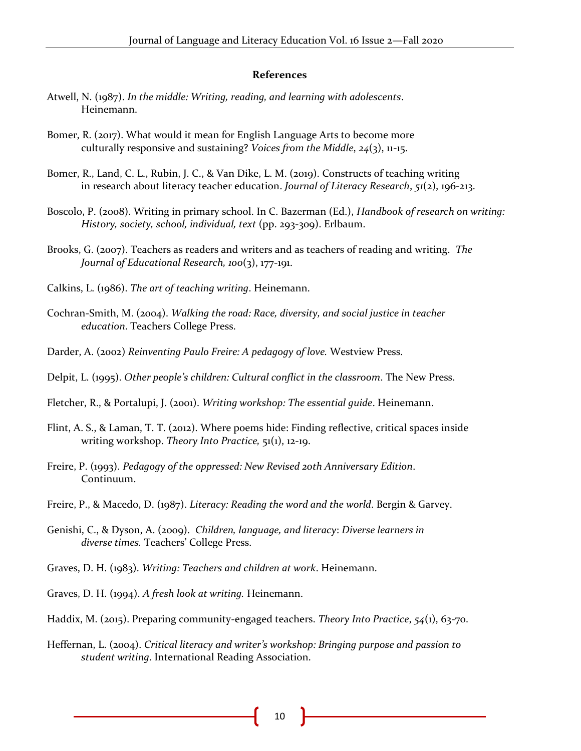**References**

Atwell, N. (1987). *In the middle: Writing, reading, and learning with adolescents*. Heinemann.

Bomer, R. (2017). What would it mean for English Language Arts to become more culturally responsive and sustaining? *Voices from the Middle*, *24*(3), 11-15.

Bomer, R., Land, C. L., Rubin, J. C., & Van Dike, L. M. (2019). Constructs of teaching writing in research about literacy teacher education. *Journal of Literacy Research*, *51*(2), 196-213.

Boscolo, P. (2008). Writing in primary school. In C. Bazerman (Ed.), *Handbook of research on writing: History, society, school, individual, text* (pp. 293-309). Erlbaum.

Brooks, G. (2007). Teachers as readers and writers and as teachers of reading and writing. *The Journal of Educational Research, 100*(3), 177-191.

Calkins, L. (1986). *The art of teaching writing*. Heinemann.

Cochran-Smith, M. (2004). *Walking the road: Race, diversity, and social justice in teacher education*. Teachers College Press.

Darder, A. (2002) *Reinventing Paulo Freire: A pedagogy of love.* Westview Press.

Delpit, L. (1995). *Other people's children: Cultural conflict in the classroom*. The New Press.

Fletcher, R., & Portalupi, J. (2001). *Writing workshop: The essential guide*. Heinemann.

Flint, A. S., & Laman, T. T. (2012). Where poems hide: Finding reflective, critical spaces inside writing workshop. *Theory Into Practice,* 51(1), 12-19.

Freire, P. (1993). *Pedagogy of the oppressed: New Revised 20th Anniversary Edition*. Continuum.

Freire, P., & Macedo, D. (1987). *Literacy: Reading the word and the world*. Bergin & Garvey.

Genishi, C., & Dyson, A. (2009). *Children, language, and literacy*: *Diverse learners in diverse times.* Teachers' College Press.

Graves, D. H. (1983). *Writing: Teachers and children at work*. Heinemann.

Graves, D. H. (1994). *A fresh look at writing.* Heinemann.

Haddix, M. (2015). Preparing community-engaged teachers. *Theory Into Practice*, *54*(1), 63-70.

Heffernan, L. (2004). *Critical literacy and writer's workshop: Bringing purpose and passion to student writing*. International Reading Association.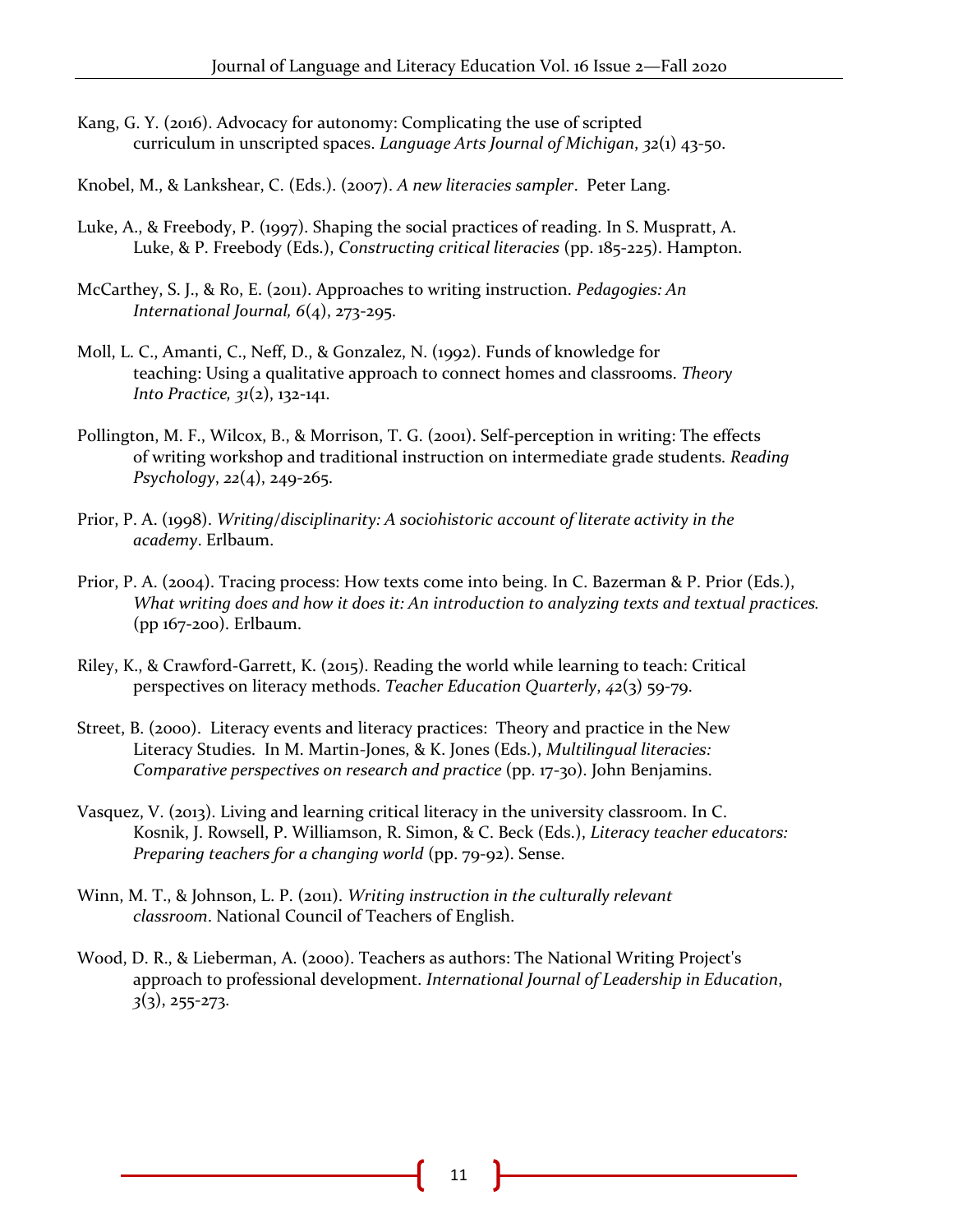Kang, G. Y. (2016). Advocacy for autonomy: Complicating the use of scripted curriculum in unscripted spaces. *Language Arts Journal of Michigan*, *32*(1) 43-50.

Knobel, M., & Lankshear, C. (Eds.). (2007). *A new literacies sampler*. Peter Lang.

Luke, A., & Freebody, P. (1997). Shaping the social practices of reading. In S. Muspratt, A. Luke, & P. Freebody (Eds.), *Constructing critical literacies* (pp. 185-225). Hampton.

McCarthey, S. J., & Ro, E. (2011). Approaches to writing instruction. *Pedagogies: An International Journal, 6*(4), 273-295.

Moll, L. C., Amanti, C., Neff, D., & Gonzalez, N. (1992). Funds of knowledge for teaching: Using a qualitative approach to connect homes and classrooms. *Theory Into Practice, 31*(2), 132-141.

Pollington, M. F., Wilcox, B., & Morrison, T. G. (2001). Self-perception in writing: The effects of writing workshop and traditional instruction on intermediate grade students. *Reading Psychology*, *22*(4), 249-265.

Prior, P. A. (1998). *Writing/disciplinarity: A sociohistoric account of literate activity in the academy*. Erlbaum.

Prior, P. A. (2004). Tracing process: How texts come into being. In C. Bazerman & P. Prior (Eds.), *What writing does and how it does it: An introduction to analyzing texts and textual practices.* (pp 167-200). Erlbaum.

Riley, K., & Crawford-Garrett, K. (2015). Reading the world while learning to teach: Critical perspectives on literacy methods. *Teacher Education Quarterly*, *42*(3) 59-79.

Street, B. (2000). Literacy events and literacy practices: Theory and practice in the New Literacy Studies. In M. Martin-Jones, & K. Jones (Eds.), *Multilingual literacies: Comparative perspectives on research and practice* (pp. 17-30). John Benjamins.

Vasquez, V. (2013). Living and learning critical literacy in the university classroom. In C. Kosnik, J. Rowsell, P. Williamson, R. Simon, & C. Beck (Eds.), *Literacy teacher educators: Preparing teachers for a changing world* (pp. 79-92). Sense.

Winn, M. T., & Johnson, L. P. (2011). *Writing instruction in the culturally relevant classroom*. National Council of Teachers of English.

Wood, D. R., & Lieberman, A. (2000). Teachers as authors: The National Writing Project's approach to professional development. *International Journal of Leadership in Education, 3*(3), 255-273.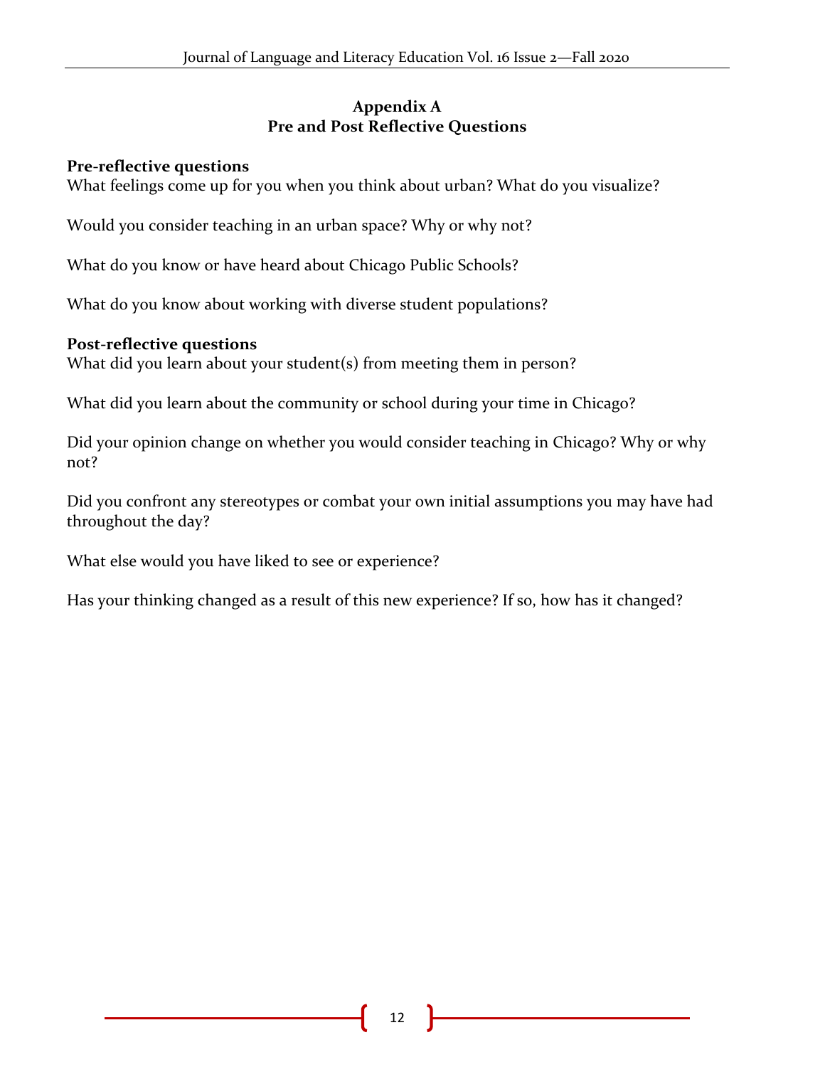## Appendix A
## Pre and Post Reflective Questions

**Pre-reflective questions**

What feelings come up for you when you think about urban? What do you visualize?

Would you consider teaching in an urban space? Why or why not?

What do you know or have heard about Chicago Public Schools?

What do you know about working with diverse student populations?

**Post-reflective questions**

What did you learn about your student(s) from meeting them in person?

What did you learn about the community or school during your time in Chicago?

Did your opinion change on whether you would consider teaching in Chicago? Why or why not?

Did you confront any stereotypes or combat your own initial assumptions you may have had throughout the day?

What else would you have liked to see or experience?

Has your thinking changed as a result of this new experience? If so, how has it changed?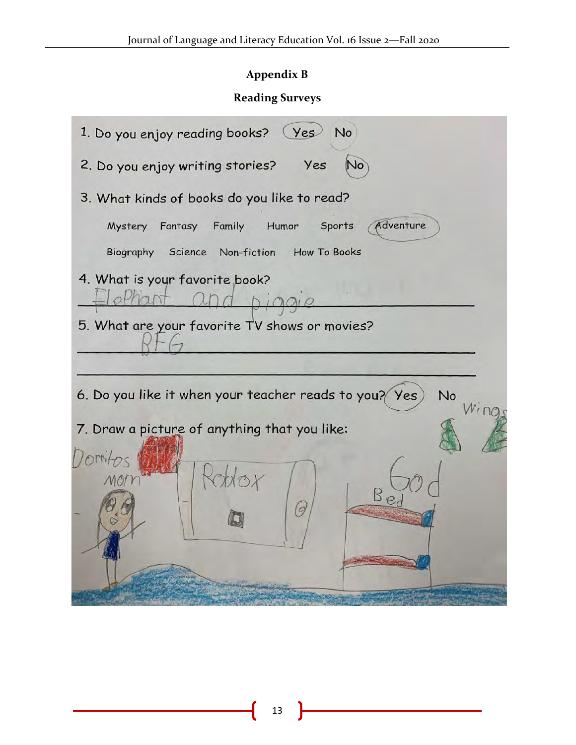## Appendix B

### Reading Surveys

1. Do you enjoy reading books? Yes No

2. Do you enjoy writing stories? Yes No

3. What kinds of books do you like to read?

   Mystery Fantasy Family Humor Sports Adventure

   Biography Science Non-fiction How To Books

4. What is your favorite book?

   Elephant and piggie

5. What are your favorite TV shows or movies?

   BFG

6. Do you like it when your teacher reads to you? Yes No

7. Draw a picture of anything that you like:

   Wings

   Dorritos

   Mom

   Roblox

   God

   Bed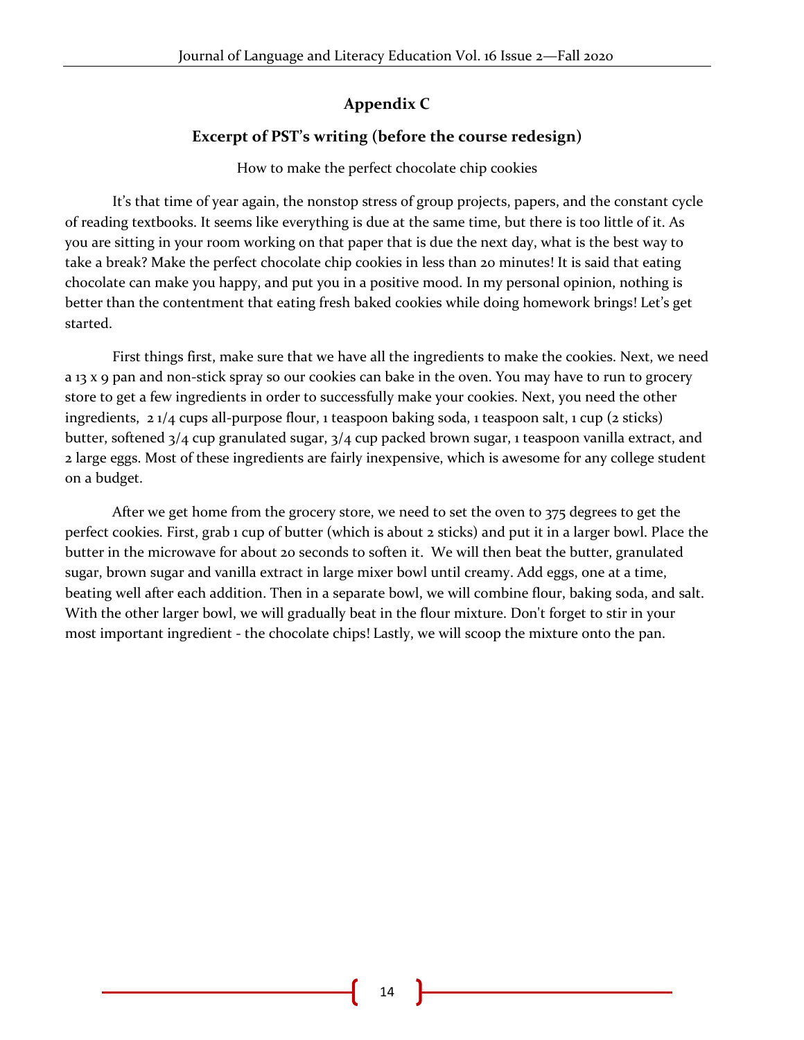## Appendix C

### Excerpt of PST's writing (before the course redesign)

How to make the perfect chocolate chip cookies

It's that time of year again, the nonstop stress of group projects, papers, and the constant cycle of reading textbooks. It seems like everything is due at the same time, but there is too little of it. As you are sitting in your room working on that paper that is due the next day, what is the best way to take a break? Make the perfect chocolate chip cookies in less than 20 minutes! It is said that eating chocolate can make you happy, and put you in a positive mood. In my personal opinion, nothing is better than the contentment that eating fresh baked cookies while doing homework brings! Let's get started.

First things first, make sure that we have all the ingredients to make the cookies. Next, we need a 13 x 9 pan and non-stick spray so our cookies can bake in the oven. You may have to run to grocery store to get a few ingredients in order to successfully make your cookies. Next, you need the other ingredients, 2 1/4 cups all-purpose flour, 1 teaspoon baking soda, 1 teaspoon salt, 1 cup (2 sticks) butter, softened 3/4 cup granulated sugar, 3/4 cup packed brown sugar, 1 teaspoon vanilla extract, and 2 large eggs. Most of these ingredients are fairly inexpensive, which is awesome for any college student on a budget.

After we get home from the grocery store, we need to set the oven to 375 degrees to get the perfect cookies. First, grab 1 cup of butter (which is about 2 sticks) and put it in a larger bowl. Place the butter in the microwave for about 20 seconds to soften it. We will then beat the butter, granulated sugar, brown sugar and vanilla extract in large mixer bowl until creamy. Add eggs, one at a time, beating well after each addition. Then in a separate bowl, we will combine flour, baking soda, and salt. With the other larger bowl, we will gradually beat in the flour mixture. Don't forget to stir in your most important ingredient - the chocolate chips! Lastly, we will scoop the mixture onto the pan.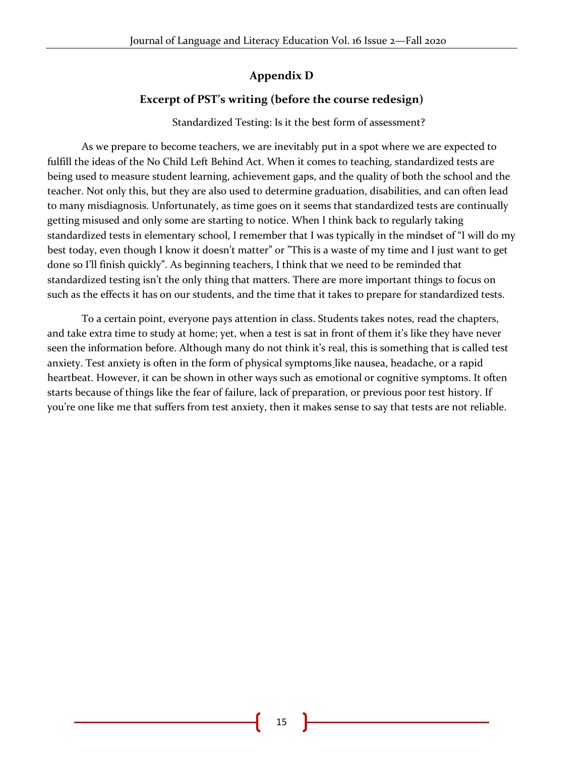## Appendix D

### Excerpt of PST's writing (before the course redesign)

Standardized Testing: Is it the best form of assessment?

As we prepare to become teachers, we are inevitably put in a spot where we are expected to fulfill the ideas of the No Child Left Behind Act. When it comes to teaching, standardized tests are being used to measure student learning, achievement gaps, and the quality of both the school and the teacher. Not only this, but they are also used to determine graduation, disabilities, and can often lead to many misdiagnosis. Unfortunately, as time goes on it seems that standardized tests are continually getting misused and only some are starting to notice. When I think back to regularly taking standardized tests in elementary school, I remember that I was typically in the mindset of "I will do my best today, even though I know it doesn't matter" or "This is a waste of my time and I just want to get done so I'll finish quickly". As beginning teachers, I think that we need to be reminded that standardized testing isn't the only thing that matters. There are more important things to focus on such as the effects it has on our students, and the time that it takes to prepare for standardized tests.

To a certain point, everyone pays attention in class. Students takes notes, read the chapters, and take extra time to study at home; yet, when a test is sat in front of them it's like they have never seen the information before. Although many do not think it's real, this is something that is called test anxiety. Test anxiety is often in the form of physical symptoms like nausea, headache, or a rapid heartbeat. However, it can be shown in other ways such as emotional or cognitive symptoms. It often starts because of things like the fear of failure, lack of preparation, or previous poor test history. If you're one like me that suffers from test anxiety, then it makes sense to say that tests are not reliable.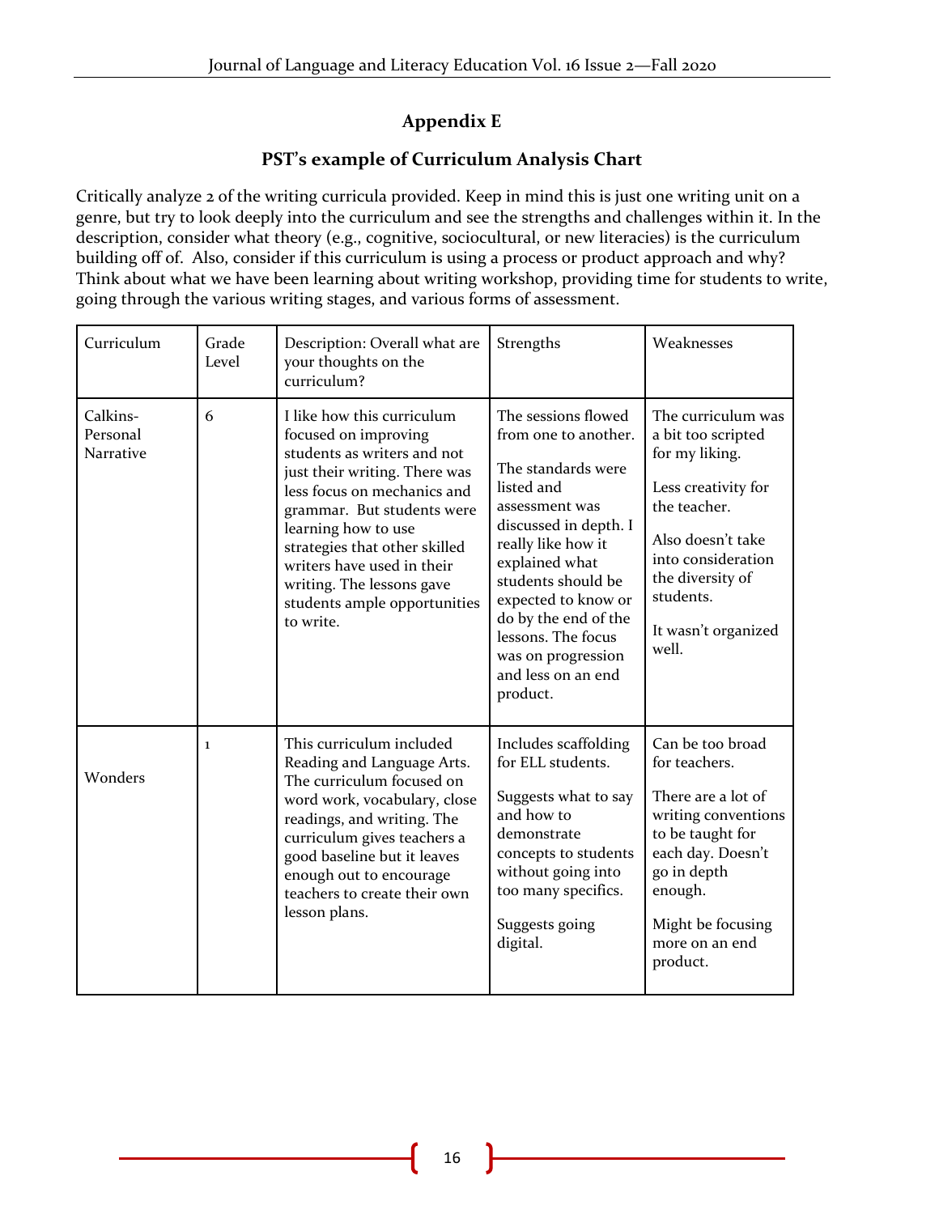## Appendix E

## PST's example of Curriculum Analysis Chart

Critically analyze 2 of the writing curricula provided. Keep in mind this is just one writing unit on a genre, but try to look deeply into the curriculum and see the strengths and challenges within it. In the description, consider what theory (e.g., cognitive, sociocultural, or new literacies) is the curriculum building off of. Also, consider if this curriculum is using a process or product approach and why? Think about what we have been learning about writing workshop, providing time for students to write, going through the various writing stages, and various forms of assessment.

| Curriculum | Grade Level | Description: Overall what are your thoughts on the curriculum? | Strengths | Weaknesses |
|---|---|---|---|---|
| Calkins-Personal Narrative | 6 | I like how this curriculum focused on improving students as writers and not just their writing. There was less focus on mechanics and grammar. But students were learning how to use strategies that other skilled writers have used in their writing. The lessons gave students ample opportunities to write. | The sessions flowed from one to another.<br><br>The standards were listed and assessment was discussed in depth. I really like how it explained what students should be expected to know or do by the end of the lessons. The focus was on progression and less on an end product. | The curriculum was a bit too scripted for my liking.<br><br>Less creativity for the teacher.<br><br>Also doesn't take into consideration the diversity of students.<br><br>It wasn't organized well. |
| Wonders | 1 | This curriculum included Reading and Language Arts. The curriculum focused on word work, vocabulary, close readings, and writing. The curriculum gives teachers a good baseline but it leaves enough out to encourage teachers to create their own lesson plans. | Includes scaffolding for ELL students.<br><br>Suggests what to say and how to demonstrate concepts to students without going into too many specifics.<br><br>Suggests going digital. | Can be too broad for teachers.<br><br>There are a lot of writing conventions to be taught for each day. Doesn't go in depth enough.<br><br>Might be focusing more on an end product. |